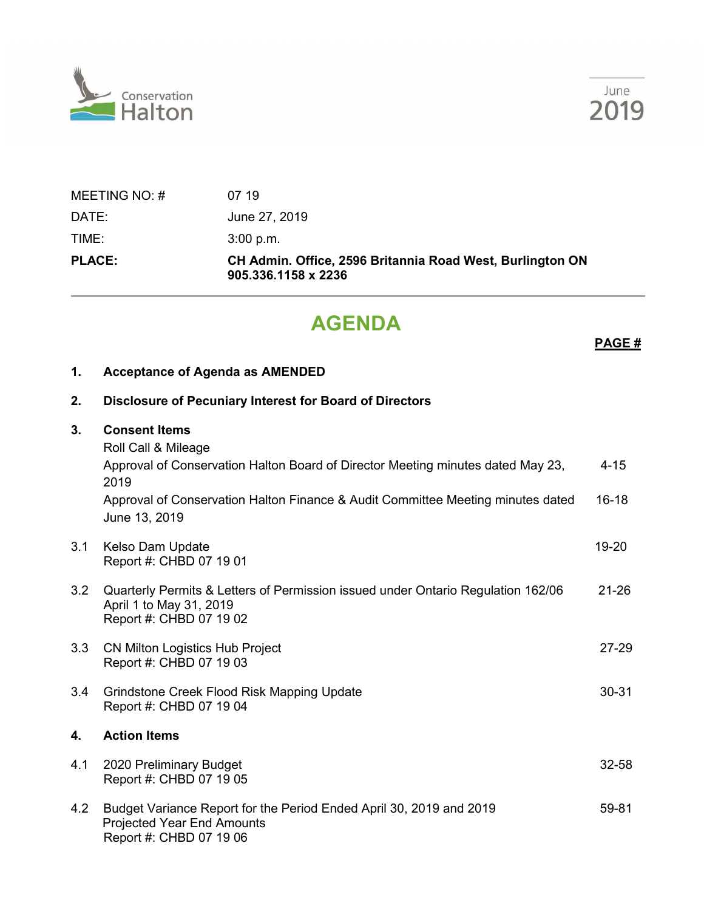Conservation Halton

June 2019

| | |
|---|---|
| MEETING NO: # | 07 19 |
| DATE: | June 27, 2019 |
| TIME: | 3:00 p.m. |
| **PLACE:** | **CH Admin. Office, 2596 Britannia Road West, Burlington ON 905.336.1158 x 2236** |

# AGENDA

| | | **PAGE #** |
|---|---|---|
| **1.** | **Acceptance of Agenda as AMENDED** | |
| **2.** | **Disclosure of Pecuniary Interest for Board of Directors** | |
| **3.** | **Consent Items** | |
| | Roll Call & Mileage | |
| | Approval of Conservation Halton Board of Director Meeting minutes dated May 23, 2019 | 4-15 |
| | Approval of Conservation Halton Finance & Audit Committee Meeting minutes dated June 13, 2019 | 16-18 |
| 3.1 | Kelso Dam Update<br>Report #: CHBD 07 19 01 | 19-20 |
| 3.2 | Quarterly Permits & Letters of Permission issued under Ontario Regulation 162/06 April 1 to May 31, 2019<br>Report #: CHBD 07 19 02 | 21-26 |
| 3.3 | CN Milton Logistics Hub Project<br>Report #: CHBD 07 19 03 | 27-29 |
| 3.4 | Grindstone Creek Flood Risk Mapping Update<br>Report #: CHBD 07 19 04 | 30-31 |
| **4.** | **Action Items** | |
| 4.1 | 2020 Preliminary Budget<br>Report #: CHBD 07 19 05 | 32-58 |
| 4.2 | Budget Variance Report for the Period Ended April 30, 2019 and 2019 Projected Year End Amounts<br>Report #: CHBD 07 19 06 | 59-81 |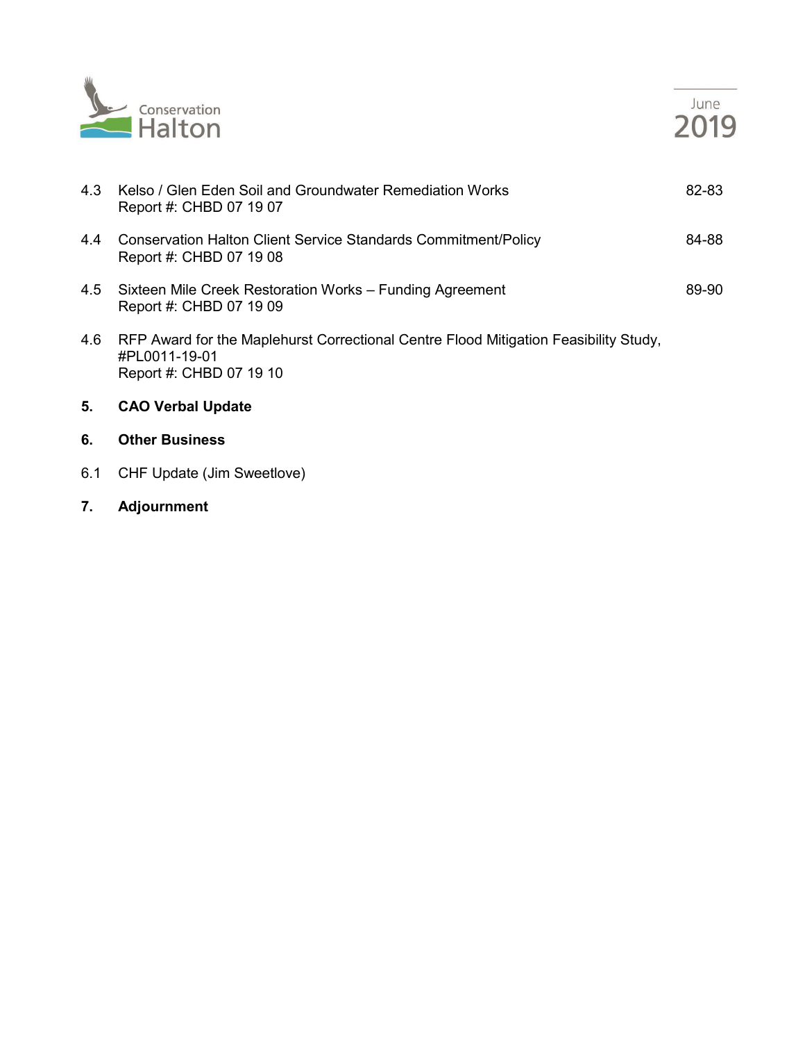4.3 Kelso / Glen Eden Soil and Groundwater Remediation Works 82-83
Report #: CHBD 07 19 07

4.4 Conservation Halton Client Service Standards Commitment/Policy 84-88
Report #: CHBD 07 19 08

4.5 Sixteen Mile Creek Restoration Works – Funding Agreement 89-90
Report #: CHBD 07 19 09

4.6 RFP Award for the Maplehurst Correctional Centre Flood Mitigation Feasibility Study, #PL0011-19-01
Report #: CHBD 07 19 10

**5. CAO Verbal Update**

**6. Other Business**

6.1 CHF Update (Jim Sweetlove)

**7. Adjournment**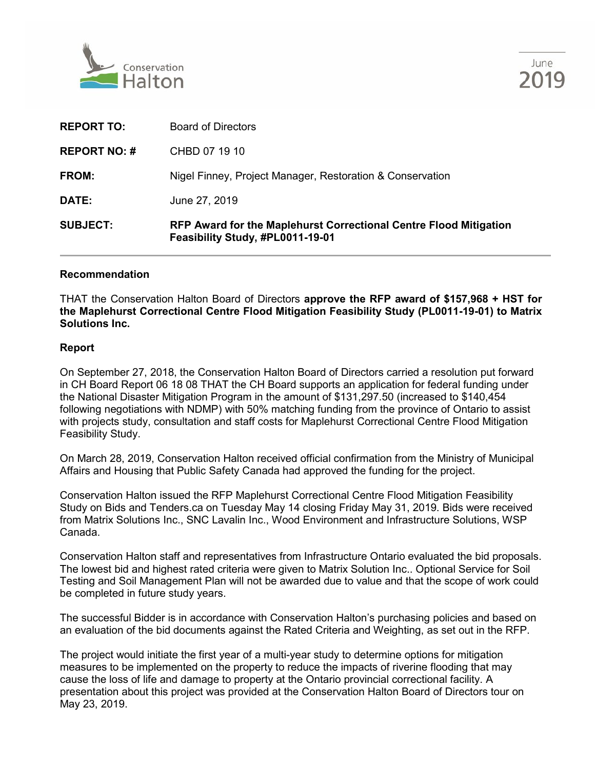| | |
|---|---|
| **REPORT TO:** | Board of Directors |
| **REPORT NO: #** | CHBD 07 19 10 |
| **FROM:** | Nigel Finney, Project Manager, Restoration & Conservation |
| **DATE:** | June 27, 2019 |
| **SUBJECT:** | **RFP Award for the Maplehurst Correctional Centre Flood Mitigation Feasibility Study, #PL0011-19-01** |

## Recommendation

THAT the Conservation Halton Board of Directors **approve the RFP award of $157,968 + HST for the Maplehurst Correctional Centre Flood Mitigation Feasibility Study (PL0011-19-01) to Matrix Solutions Inc.**

## Report

On September 27, 2018, the Conservation Halton Board of Directors carried a resolution put forward in CH Board Report 06 18 08 THAT the CH Board supports an application for federal funding under the National Disaster Mitigation Program in the amount of $131,297.50 (increased to $140,454 following negotiations with NDMP) with 50% matching funding from the province of Ontario to assist with projects study, consultation and staff costs for Maplehurst Correctional Centre Flood Mitigation Feasibility Study.

On March 28, 2019, Conservation Halton received official confirmation from the Ministry of Municipal Affairs and Housing that Public Safety Canada had approved the funding for the project.

Conservation Halton issued the RFP Maplehurst Correctional Centre Flood Mitigation Feasibility Study on Bids and Tenders.ca on Tuesday May 14 closing Friday May 31, 2019. Bids were received from Matrix Solutions Inc., SNC Lavalin Inc., Wood Environment and Infrastructure Solutions, WSP Canada.

Conservation Halton staff and representatives from Infrastructure Ontario evaluated the bid proposals. The lowest bid and highest rated criteria were given to Matrix Solution Inc.. Optional Service for Soil Testing and Soil Management Plan will not be awarded due to value and that the scope of work could be completed in future study years.

The successful Bidder is in accordance with Conservation Halton's purchasing policies and based on an evaluation of the bid documents against the Rated Criteria and Weighting, as set out in the RFP.

The project would initiate the first year of a multi-year study to determine options for mitigation measures to be implemented on the property to reduce the impacts of riverine flooding that may cause the loss of life and damage to property at the Ontario provincial correctional facility. A presentation about this project was provided at the Conservation Halton Board of Directors tour on May 23, 2019.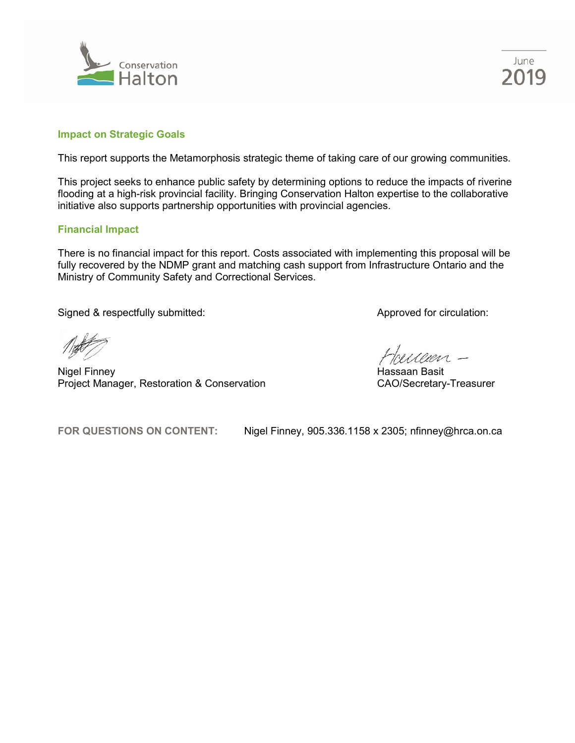## Impact on Strategic Goals

This report supports the Metamorphosis strategic theme of taking care of our growing communities.

This project seeks to enhance public safety by determining options to reduce the impacts of riverine flooding at a high-risk provincial facility. Bringing Conservation Halton expertise to the collaborative initiative also supports partnership opportunities with provincial agencies.

## Financial Impact

There is no financial impact for this report. Costs associated with implementing this proposal will be fully recovered by the NDMP grant and matching cash support from Infrastructure Ontario and the Ministry of Community Safety and Correctional Services.

Signed & respectfully submitted:

Nigel Finney
Project Manager, Restoration & Conservation

Approved for circulation:

Hassaan Basit
CAO/Secretary-Treasurer

**FOR QUESTIONS ON CONTENT:** Nigel Finney, 905.336.1158 x 2305; nfinney@hrca.on.ca